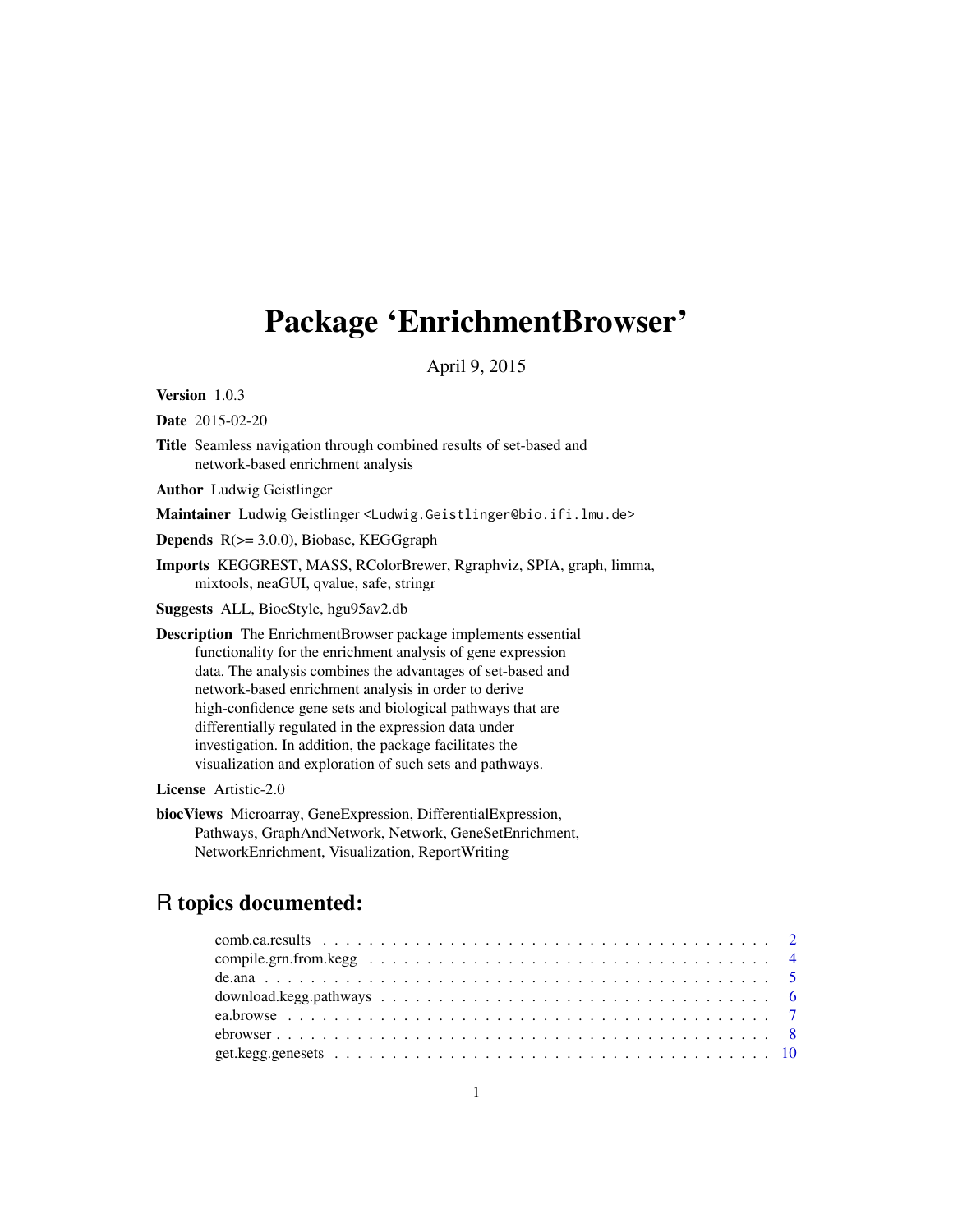# Package 'EnrichmentBrowser'

April 9, 2015

**Version** 1.0.3

**Date** 2015-02-20

**Title** Seamless navigation through combined results of set-based and network-based enrichment analysis

**Author** Ludwig Geistlinger

**Maintainer** Ludwig Geistlinger <Ludwig.Geistlinger@bio.ifi.lmu.de>

**Depends** R(>= 3.0.0), Biobase, KEGGgraph

**Imports** KEGGREST, MASS, RColorBrewer, Rgraphviz, SPIA, graph, limma, mixtools, neaGUI, qvalue, safe, stringr

**Suggests** ALL, BiocStyle, hgu95av2.db

**Description** The EnrichmentBrowser package implements essential functionality for the enrichment analysis of gene expression data. The analysis combines the advantages of set-based and network-based enrichment analysis in order to derive high-confidence gene sets and biological pathways that are differentially regulated in the expression data under investigation. In addition, the package facilitates the visualization and exploration of such sets and pathways.

**License** Artistic-2.0

**biocViews** Microarray, GeneExpression, DifferentialExpression, Pathways, GraphAndNetwork, Network, GeneSetEnrichment, NetworkEnrichment, Visualization, ReportWriting

## R topics documented:

| | |
|---|---|
| comb.ea.results | 2 |
| compile.grn.from.kegg | 4 |
| de.ana | 5 |
| download.kegg.pathways | 6 |
| ea.browse | 7 |
| ebrowser | 8 |
| get.kegg.genesets | 10 |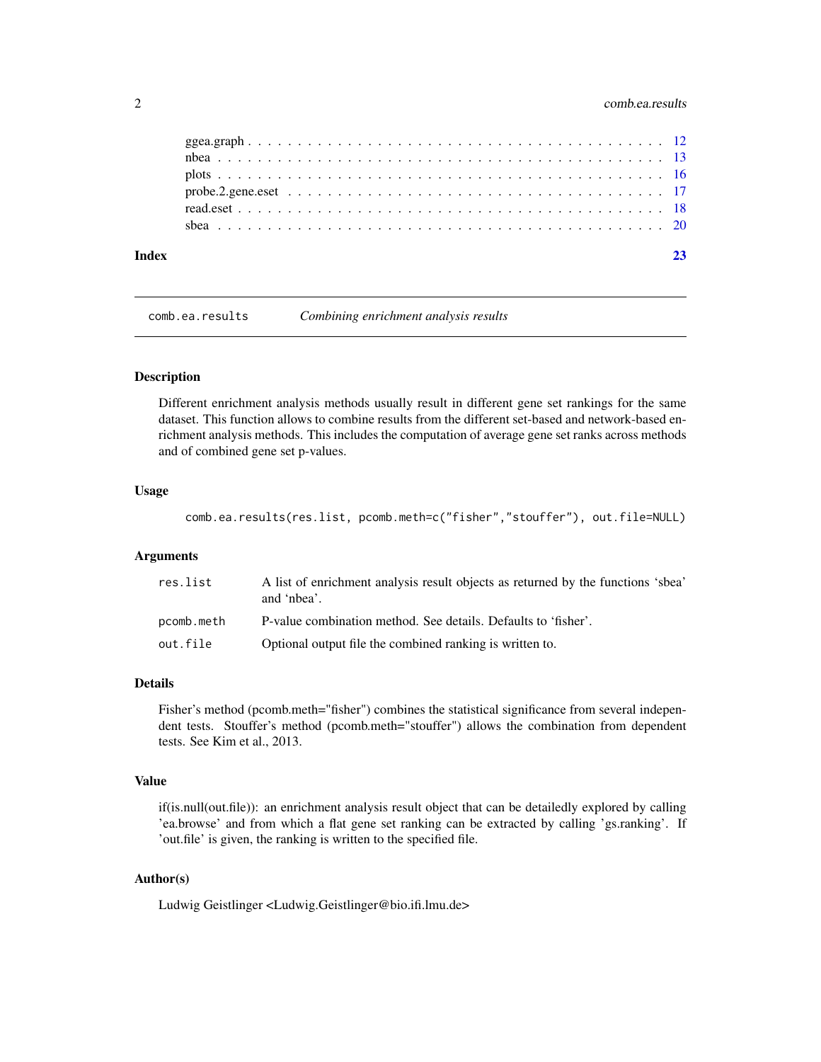| | |
|---|---|
| ggea.graph | 12 |
| nbea | 13 |
| plots | 16 |
| probe.2.gene.eset | 17 |
| read.eset | 18 |
| sbea | 20 |

**Index** **23**

---

## comb.ea.results *Combining enrichment analysis results*

### Description

Different enrichment analysis methods usually result in different gene set rankings for the same dataset. This function allows to combine results from the different set-based and network-based enrichment analysis methods. This includes the computation of average gene set ranks across methods and of combined gene set p-values.

### Usage

```
comb.ea.results(res.list, pcomb.meth=c("fisher","stouffer"), out.file=NULL)
```

### Arguments

| | |
|---|---|
| `res.list` | A list of enrichment analysis result objects as returned by the functions 'sbea' and 'nbea'. |
| `pcomb.meth` | P-value combination method. See details. Defaults to 'fisher'. |
| `out.file` | Optional output file the combined ranking is written to. |

### Details

Fisher's method (pcomb.meth="fisher") combines the statistical significance from several independent tests. Stouffer's method (pcomb.meth="stouffer") allows the combination from dependent tests. See Kim et al., 2013.

### Value

if(is.null(out.file)): an enrichment analysis result object that can be detailedly explored by calling 'ea.browse' and from which a flat gene set ranking can be extracted by calling 'gs.ranking'. If 'out.file' is given, the ranking is written to the specified file.

### Author(s)

Ludwig Geistlinger <Ludwig.Geistlinger@bio.ifi.lmu.de>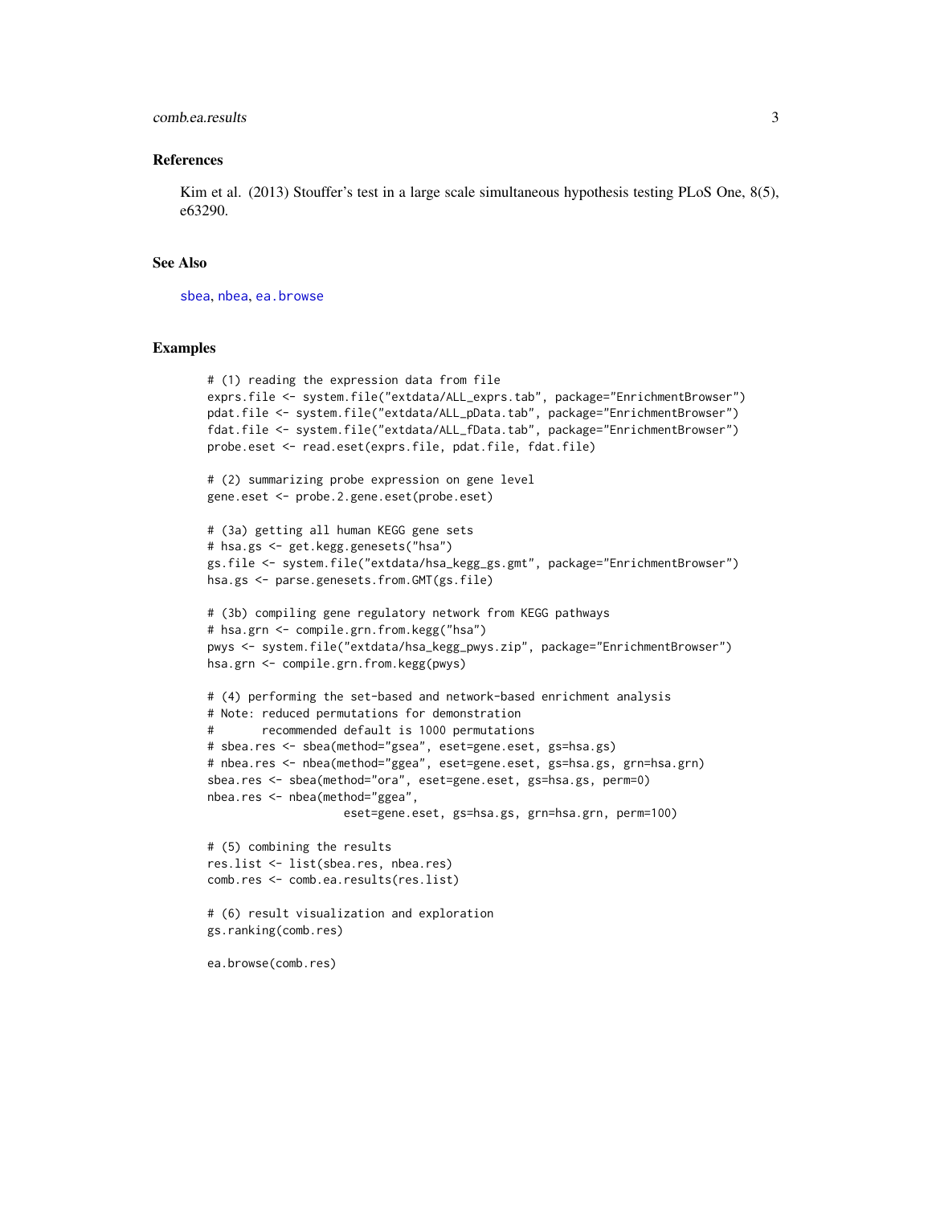### References

Kim et al. (2013) Stouffer's test in a large scale simultaneous hypothesis testing PLoS One, 8(5), e63290.

### See Also

sbea, nbea, ea.browse

### Examples

```
# (1) reading the expression data from file
exprs.file <- system.file("extdata/ALL_exprs.tab", package="EnrichmentBrowser")
pdat.file <- system.file("extdata/ALL_pData.tab", package="EnrichmentBrowser")
fdat.file <- system.file("extdata/ALL_fData.tab", package="EnrichmentBrowser")
probe.eset <- read.eset(exprs.file, pdat.file, fdat.file)

# (2) summarizing probe expression on gene level
gene.eset <- probe.2.gene.eset(probe.eset)

# (3a) getting all human KEGG gene sets
# hsa.gs <- get.kegg.genesets("hsa")
gs.file <- system.file("extdata/hsa_kegg_gs.gmt", package="EnrichmentBrowser")
hsa.gs <- parse.genesets.from.GMT(gs.file)

# (3b) compiling gene regulatory network from KEGG pathways
# hsa.grn <- compile.grn.from.kegg("hsa")
pwys <- system.file("extdata/hsa_kegg_pwys.zip", package="EnrichmentBrowser")
hsa.grn <- compile.grn.from.kegg(pwys)

# (4) performing the set-based and network-based enrichment analysis
# Note: reduced permutations for demonstration
#       recommended default is 1000 permutations
# sbea.res <- sbea(method="gsea", eset=gene.eset, gs=hsa.gs)
# nbea.res <- nbea(method="ggea", eset=gene.eset, gs=hsa.gs, grn=hsa.grn)
sbea.res <- sbea(method="ora", eset=gene.eset, gs=hsa.gs, perm=0)
nbea.res <- nbea(method="ggea",
                    eset=gene.eset, gs=hsa.gs, grn=hsa.grn, perm=100)

# (5) combining the results
res.list <- list(sbea.res, nbea.res)
comb.res <- comb.ea.results(res.list)

# (6) result visualization and exploration
gs.ranking(comb.res)

ea.browse(comb.res)
```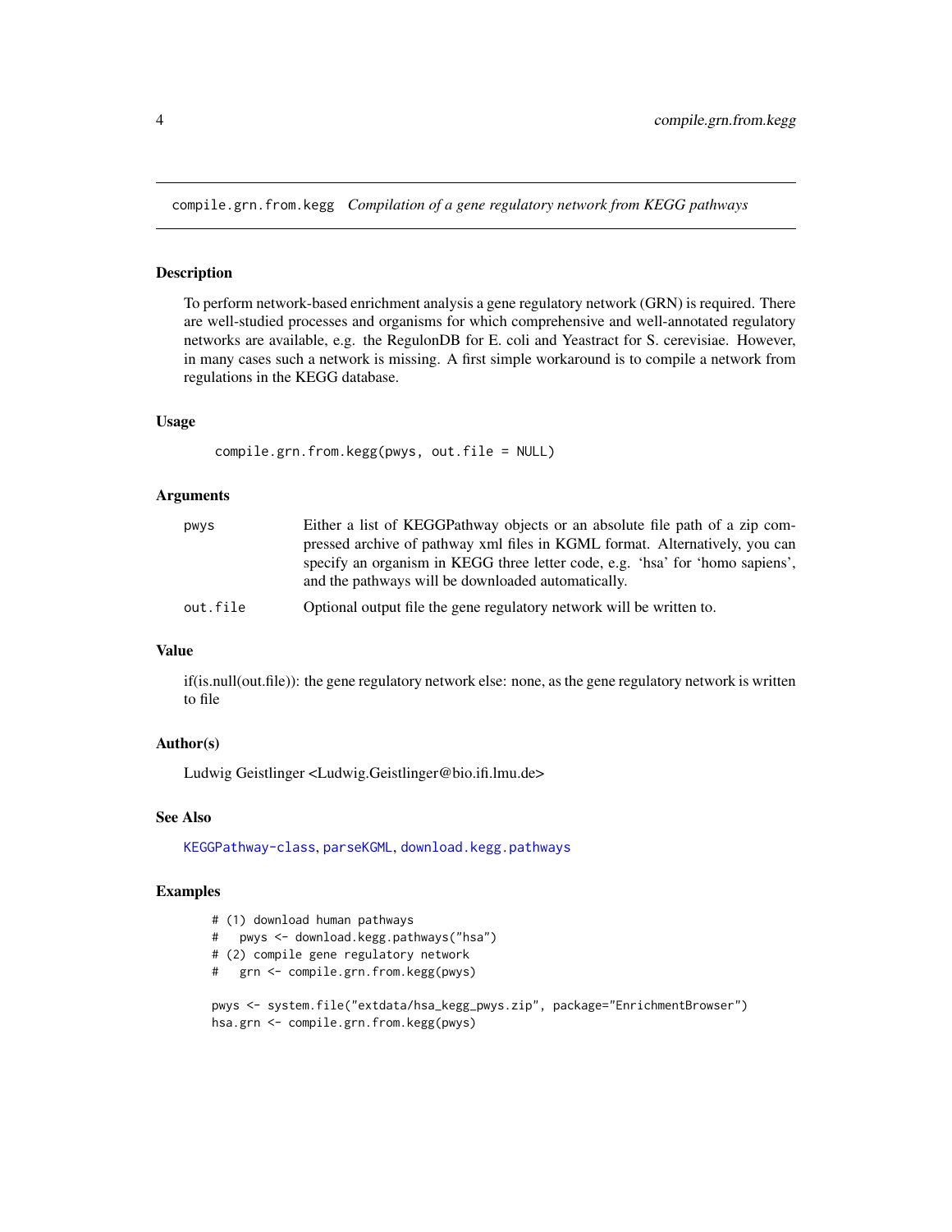## compile.grn.from.kegg *Compilation of a gene regulatory network from KEGG pathways*

### Description

To perform network-based enrichment analysis a gene regulatory network (GRN) is required. There are well-studied processes and organisms for which comprehensive and well-annotated regulatory networks are available, e.g. the RegulonDB for E. coli and Yeastract for S. cerevisiae. However, in many cases such a network is missing. A first simple workaround is to compile a network from regulations in the KEGG database.

### Usage

```
compile.grn.from.kegg(pwys, out.file = NULL)
```

### Arguments

| | |
|---|---|
| `pwys` | Either a list of KEGGPathway objects or an absolute file path of a zip compressed archive of pathway xml files in KGML format. Alternatively, you can specify an organism in KEGG three letter code, e.g. 'hsa' for 'homo sapiens', and the pathways will be downloaded automatically. |
| `out.file` | Optional output file the gene regulatory network will be written to. |

### Value

if(is.null(out.file)): the gene regulatory network else: none, as the gene regulatory network is written to file

### Author(s)

Ludwig Geistlinger <Ludwig.Geistlinger@bio.ifi.lmu.de>

### See Also

`KEGGPathway-class`, `parseKGML`, `download.kegg.pathways`

### Examples

```
# (1) download human pathways
#   pwys <- download.kegg.pathways("hsa")
# (2) compile gene regulatory network
#   grn <- compile.grn.from.kegg(pwys)

pwys <- system.file("extdata/hsa_kegg_pwys.zip", package="EnrichmentBrowser")
hsa.grn <- compile.grn.from.kegg(pwys)
```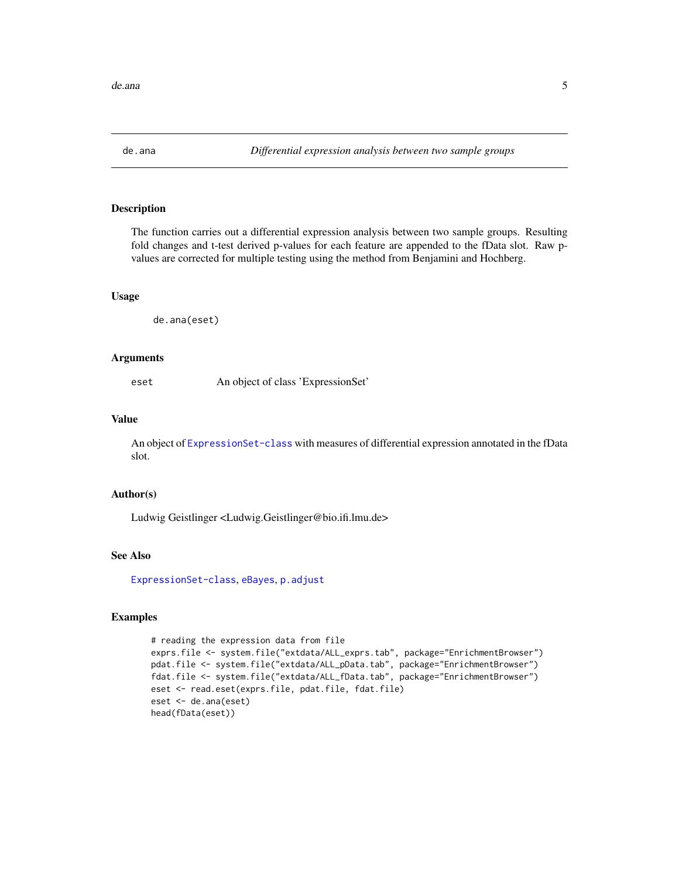# de.ana — *Differential expression analysis between two sample groups*

## Description

The function carries out a differential expression analysis between two sample groups. Resulting fold changes and t-test derived p-values for each feature are appended to the fData slot. Raw p-values are corrected for multiple testing using the method from Benjamini and Hochberg.

## Usage

```
de.ana(eset)
```

## Arguments

| | |
|---|---|
| eset | An object of class 'ExpressionSet' |

## Value

An object of `ExpressionSet-class` with measures of differential expression annotated in the fData slot.

## Author(s)

Ludwig Geistlinger <Ludwig.Geistlinger@bio.ifi.lmu.de>

## See Also

`ExpressionSet-class`, `eBayes`, `p.adjust`

## Examples

```
# reading the expression data from file
exprs.file <- system.file("extdata/ALL_exprs.tab", package="EnrichmentBrowser")
pdat.file <- system.file("extdata/ALL_pData.tab", package="EnrichmentBrowser")
fdat.file <- system.file("extdata/ALL_fData.tab", package="EnrichmentBrowser")
eset <- read.eset(exprs.file, pdat.file, fdat.file)
eset <- de.ana(eset)
head(fData(eset))
```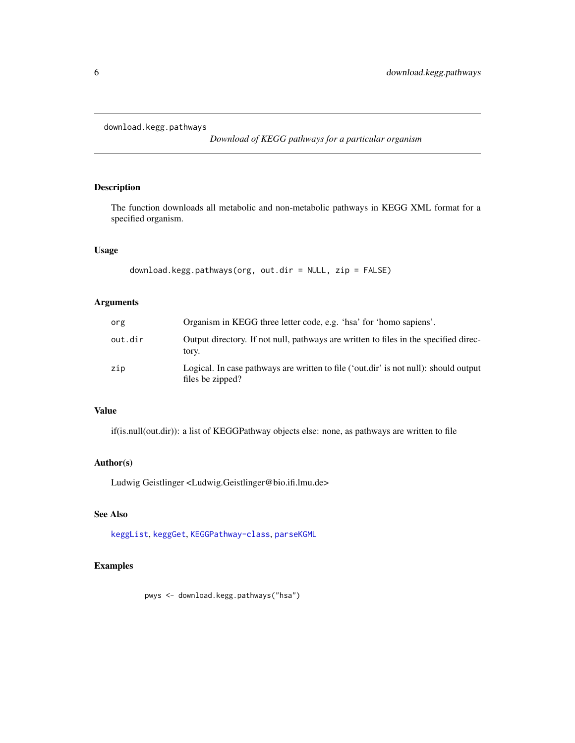`download.kegg.pathways` — *Download of KEGG pathways for a particular organism*

## Description

The function downloads all metabolic and non-metabolic pathways in KEGG XML format for a specified organism.

## Usage

```
download.kegg.pathways(org, out.dir = NULL, zip = FALSE)
```

## Arguments

| | |
|---|---|
| `org` | Organism in KEGG three letter code, e.g. 'hsa' for 'homo sapiens'. |
| `out.dir` | Output directory. If not null, pathways are written to files in the specified directory. |
| `zip` | Logical. In case pathways are written to file ('out.dir' is not null): should output files be zipped? |

## Value

if(is.null(out.dir)): a list of KEGGPathway objects else: none, as pathways are written to file

## Author(s)

Ludwig Geistlinger <Ludwig.Geistlinger@bio.ifi.lmu.de>

## See Also

`keggList`, `keggGet`, `KEGGPathway-class`, `parseKGML`

## Examples

```
pwys <- download.kegg.pathways("hsa")
```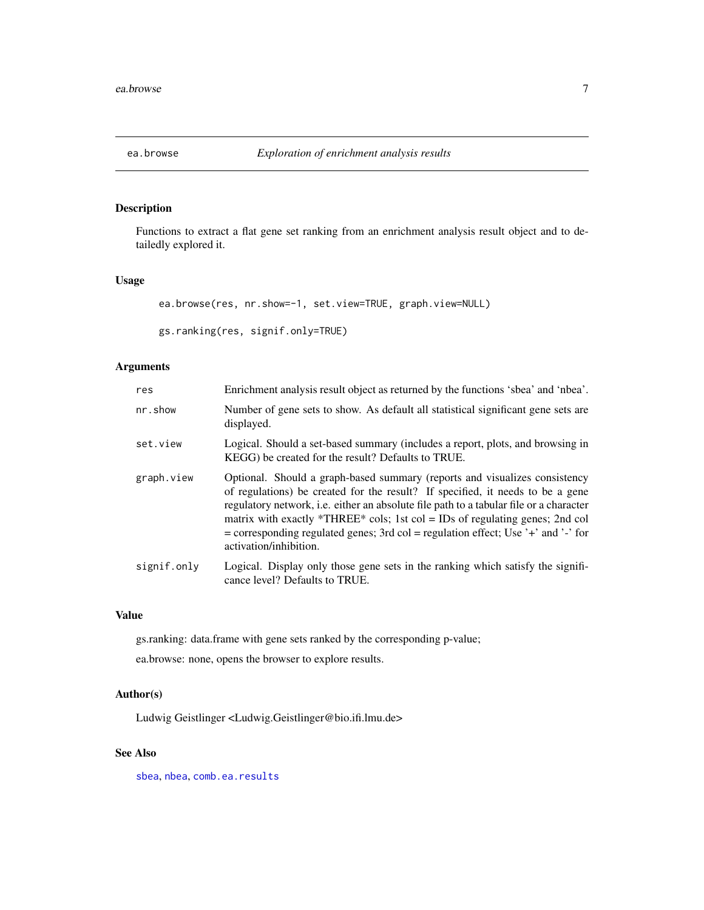# ea.browse — *Exploration of enrichment analysis results*

## Description

Functions to extract a flat gene set ranking from an enrichment analysis result object and to detailedly explored it.

## Usage

```
ea.browse(res, nr.show=-1, set.view=TRUE, graph.view=NULL)

gs.ranking(res, signif.only=TRUE)
```

## Arguments

| | |
|---|---|
| `res` | Enrichment analysis result object as returned by the functions 'sbea' and 'nbea'. |
| `nr.show` | Number of gene sets to show. As default all statistical significant gene sets are displayed. |
| `set.view` | Logical. Should a set-based summary (includes a report, plots, and browsing in KEGG) be created for the result? Defaults to TRUE. |
| `graph.view` | Optional. Should a graph-based summary (reports and visualizes consistency of regulations) be created for the result? If specified, it needs to be a gene regulatory network, i.e. either an absolute file path to a tabular file or a character matrix with exactly *THREE* cols; 1st col = IDs of regulating genes; 2nd col = corresponding regulated genes; 3rd col = regulation effect; Use '+' and '-' for activation/inhibition. |
| `signif.only` | Logical. Display only those gene sets in the ranking which satisfy the significance level? Defaults to TRUE. |

## Value

gs.ranking: data.frame with gene sets ranked by the corresponding p-value;

ea.browse: none, opens the browser to explore results.

## Author(s)

Ludwig Geistlinger <Ludwig.Geistlinger@bio.ifi.lmu.de>

## See Also

`sbea`, `nbea`, `comb.ea.results`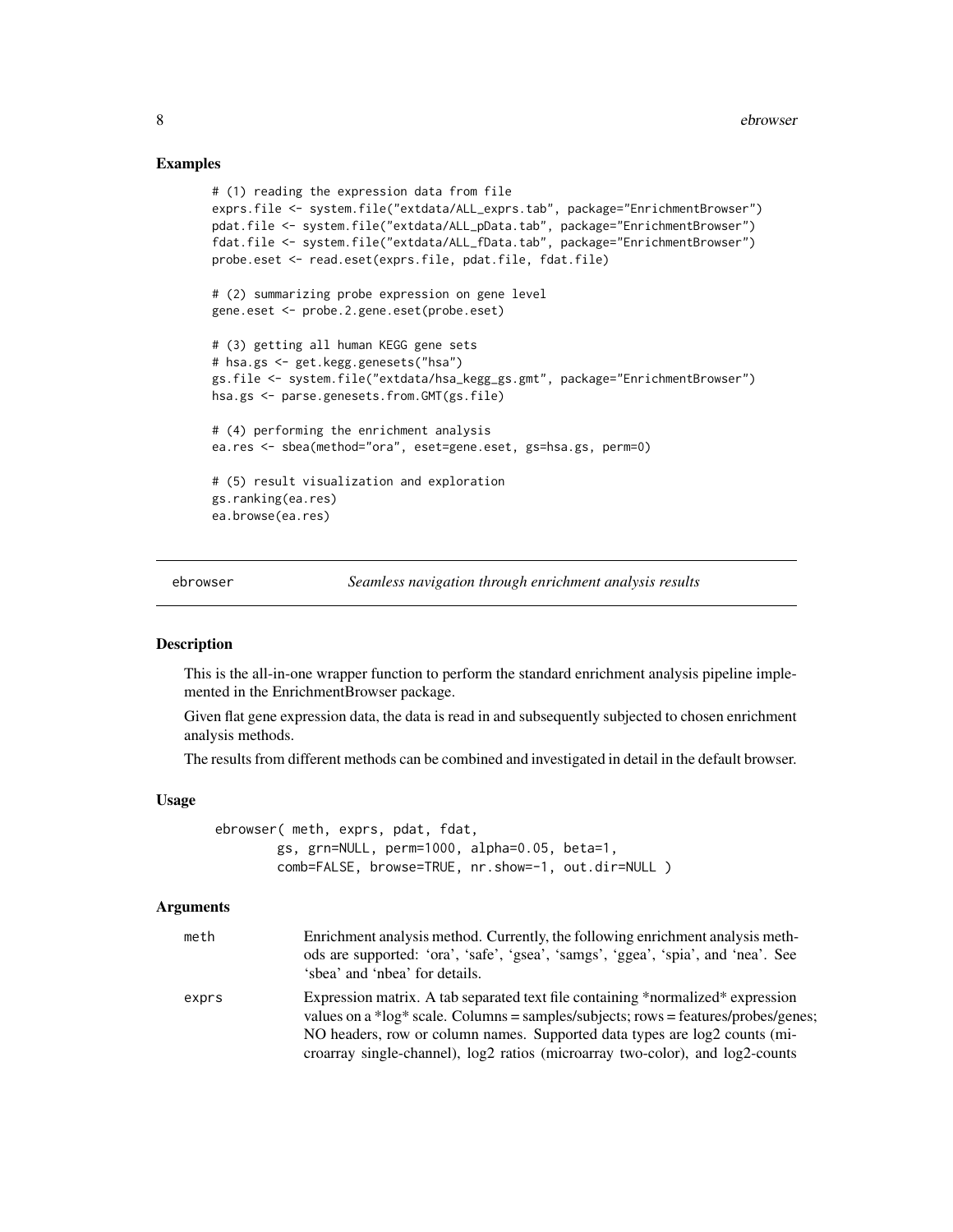## Examples

```
# (1) reading the expression data from file
exprs.file <- system.file("extdata/ALL_exprs.tab", package="EnrichmentBrowser")
pdat.file <- system.file("extdata/ALL_pData.tab", package="EnrichmentBrowser")
fdat.file <- system.file("extdata/ALL_fData.tab", package="EnrichmentBrowser")
probe.eset <- read.eset(exprs.file, pdat.file, fdat.file)

# (2) summarizing probe expression on gene level
gene.eset <- probe.2.gene.eset(probe.eset)

# (3) getting all human KEGG gene sets
# hsa.gs <- get.kegg.genesets("hsa")
gs.file <- system.file("extdata/hsa_kegg_gs.gmt", package="EnrichmentBrowser")
hsa.gs <- parse.genesets.from.GMT(gs.file)

# (4) performing the enrichment analysis
ea.res <- sbea(method="ora", eset=gene.eset, gs=hsa.gs, perm=0)

# (5) result visualization and exploration
gs.ranking(ea.res)
ea.browse(ea.res)
```

---

# ebrowser — *Seamless navigation through enrichment analysis results*

## Description

This is the all-in-one wrapper function to perform the standard enrichment analysis pipeline implemented in the EnrichmentBrowser package.

Given flat gene expression data, the data is read in and subsequently subjected to chosen enrichment analysis methods.

The results from different methods can be combined and investigated in detail in the default browser.

## Usage

```
ebrowser( meth, exprs, pdat, fdat,
        gs, grn=NULL, perm=1000, alpha=0.05, beta=1,
        comb=FALSE, browse=TRUE, nr.show=-1, out.dir=NULL )
```

## Arguments

`meth` Enrichment analysis method. Currently, the following enrichment analysis methods are supported: 'ora', 'safe', 'gsea', 'samgs', 'ggea', 'spia', and 'nea'. See 'sbea' and 'nbea' for details.

`exprs` Expression matrix. A tab separated text file containing *normalized* expression values on a *log* scale. Columns = samples/subjects; rows = features/probes/genes; NO headers, row or column names. Supported data types are log2 counts (microarray single-channel), log2 ratios (microarray two-color), and log2-counts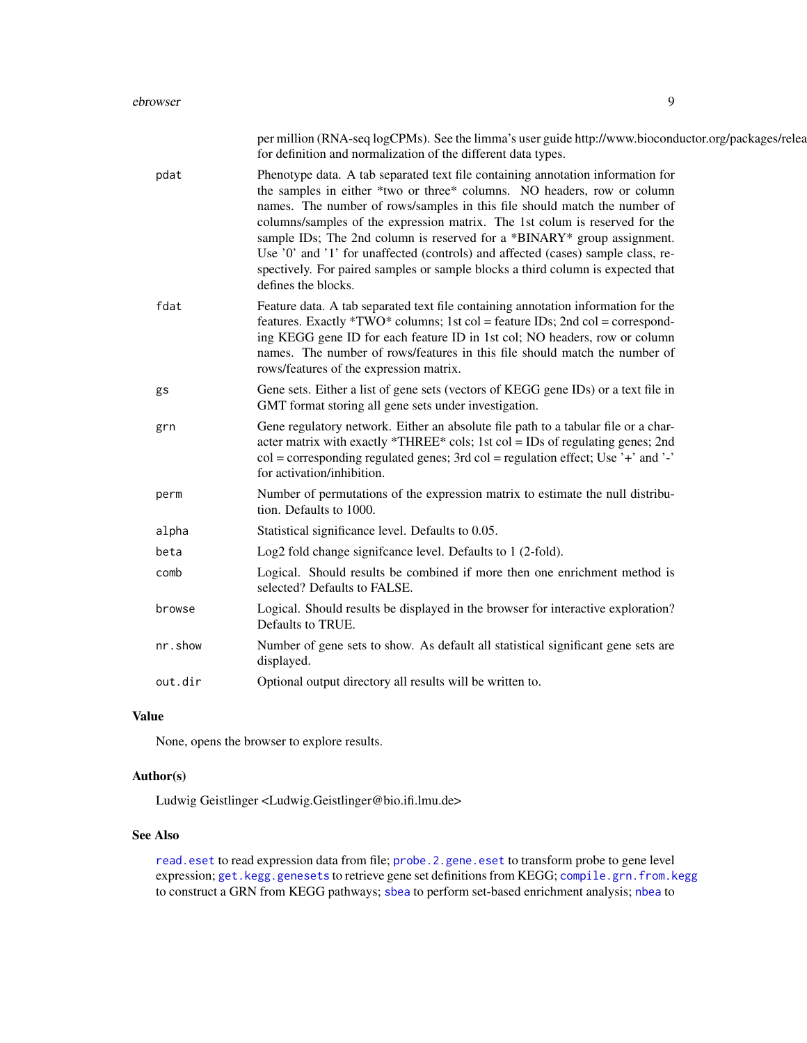per million (RNA-seq logCPMs). See the limma's user guide http://www.bioconductor.org/packages/relea for definition and normalization of the different data types.

| | |
|---|---|
| pdat | Phenotype data. A tab separated text file containing annotation information for the samples in either *two or three* columns. NO headers, row or column names. The number of rows/samples in this file should match the number of columns/samples of the expression matrix. The 1st colum is reserved for the sample IDs; The 2nd column is reserved for a *BINARY* group assignment. Use '0' and '1' for unaffected (controls) and affected (cases) sample class, respectively. For paired samples or sample blocks a third column is expected that defines the blocks. |
| fdat | Feature data. A tab separated text file containing annotation information for the features. Exactly *TWO* columns; 1st col = feature IDs; 2nd col = corresponding KEGG gene ID for each feature ID in 1st col; NO headers, row or column names. The number of rows/features in this file should match the number of rows/features of the expression matrix. |
| gs | Gene sets. Either a list of gene sets (vectors of KEGG gene IDs) or a text file in GMT format storing all gene sets under investigation. |
| grn | Gene regulatory network. Either an absolute file path to a tabular file or a character matrix with exactly *THREE* cols; 1st col = IDs of regulating genes; 2nd col = corresponding regulated genes; 3rd col = regulation effect; Use '+' and '-' for activation/inhibition. |
| perm | Number of permutations of the expression matrix to estimate the null distribution. Defaults to 1000. |
| alpha | Statistical significance level. Defaults to 0.05. |
| beta | Log2 fold change signifcance level. Defaults to 1 (2-fold). |
| comb | Logical. Should results be combined if more then one enrichment method is selected? Defaults to FALSE. |
| browse | Logical. Should results be displayed in the browser for interactive exploration? Defaults to TRUE. |
| nr.show | Number of gene sets to show. As default all statistical significant gene sets are displayed. |
| out.dir | Optional output directory all results will be written to. |

## Value

None, opens the browser to explore results.

## Author(s)

Ludwig Geistlinger <Ludwig.Geistlinger@bio.ifi.lmu.de>

## See Also

read.eset to read expression data from file; probe.2.gene.eset to transform probe to gene level expression; get.kegg.genesets to retrieve gene set definitions from KEGG; compile.grn.from.kegg to construct a GRN from KEGG pathways; sbea to perform set-based enrichment analysis; nbea to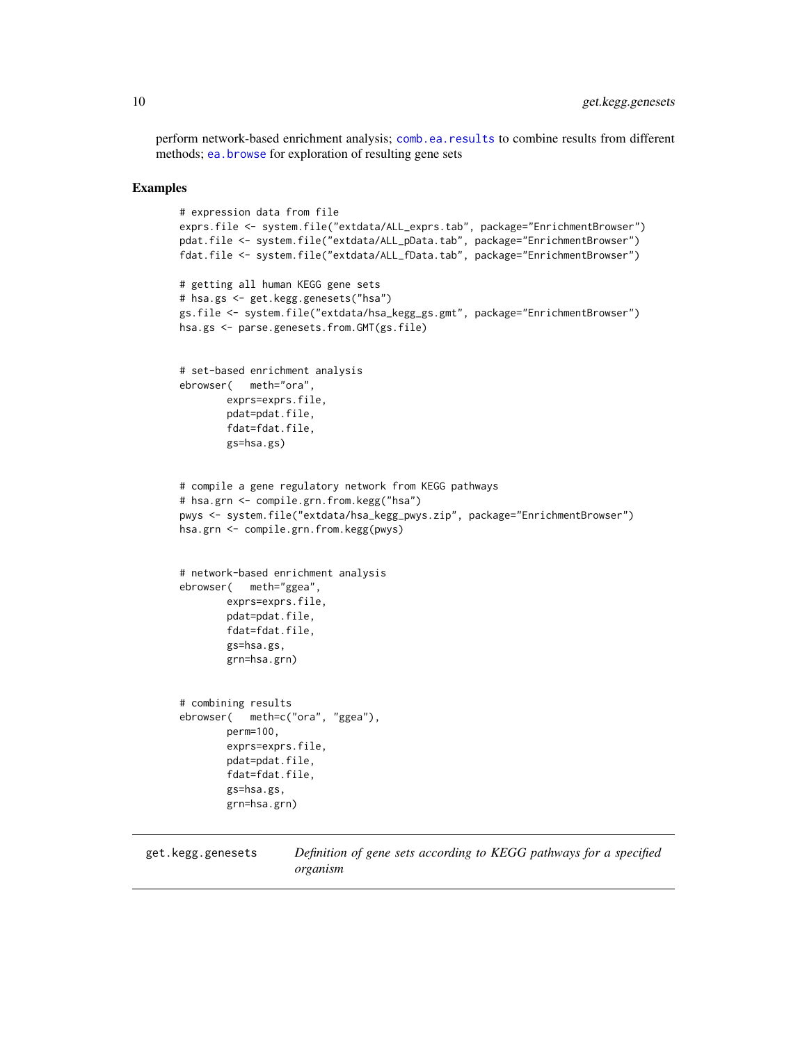perform network-based enrichment analysis; `comb.ea.results` to combine results from different methods; `ea.browse` for exploration of resulting gene sets

## Examples

```
# expression data from file
exprs.file <- system.file("extdata/ALL_exprs.tab", package="EnrichmentBrowser")
pdat.file <- system.file("extdata/ALL_pData.tab", package="EnrichmentBrowser")
fdat.file <- system.file("extdata/ALL_fData.tab", package="EnrichmentBrowser")

# getting all human KEGG gene sets
# hsa.gs <- get.kegg.genesets("hsa")
gs.file <- system.file("extdata/hsa_kegg_gs.gmt", package="EnrichmentBrowser")
hsa.gs <- parse.genesets.from.GMT(gs.file)


# set-based enrichment analysis
ebrowser(   meth="ora",
        exprs=exprs.file,
        pdat=pdat.file,
        fdat=fdat.file,
        gs=hsa.gs)


# compile a gene regulatory network from KEGG pathways
# hsa.grn <- compile.grn.from.kegg("hsa")
pwys <- system.file("extdata/hsa_kegg_pwys.zip", package="EnrichmentBrowser")
hsa.grn <- compile.grn.from.kegg(pwys)


# network-based enrichment analysis
ebrowser(   meth="ggea",
        exprs=exprs.file,
        pdat=pdat.file,
        fdat=fdat.file,
        gs=hsa.gs,
        grn=hsa.grn)


# combining results
ebrowser(   meth=c("ora", "ggea"),
        perm=100,
        exprs=exprs.file,
        pdat=pdat.file,
        fdat=fdat.file,
        gs=hsa.gs,
        grn=hsa.grn)
```

---

## get.kegg.genesets — *Definition of gene sets according to KEGG pathways for a specified organism*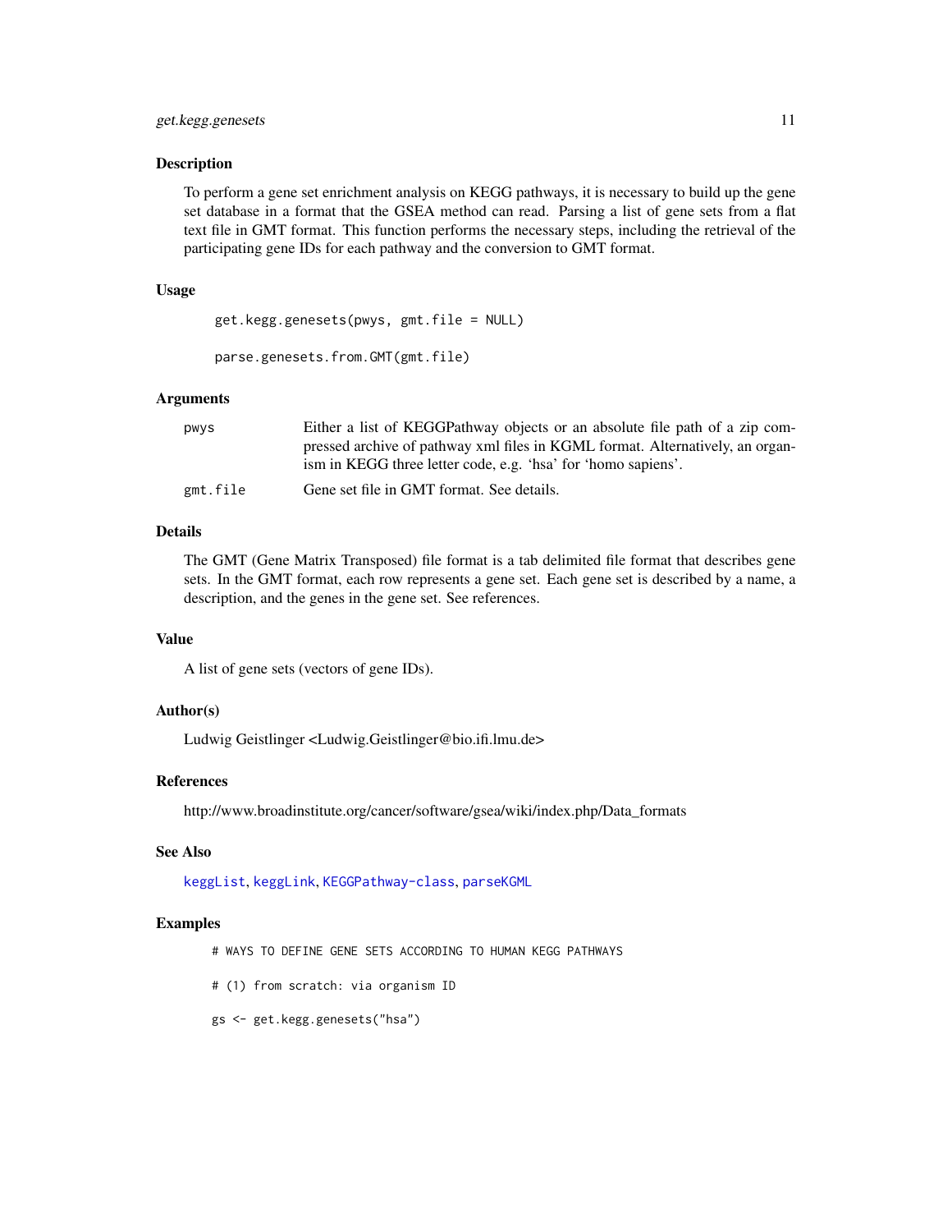## Description

To perform a gene set enrichment analysis on KEGG pathways, it is necessary to build up the gene set database in a format that the GSEA method can read. Parsing a list of gene sets from a flat text file in GMT format. This function performs the necessary steps, including the retrieval of the participating gene IDs for each pathway and the conversion to GMT format.

## Usage

```
get.kegg.genesets(pwys, gmt.file = NULL)

parse.genesets.from.GMT(gmt.file)
```

## Arguments

| | |
|---|---|
| pwys | Either a list of KEGGPathway objects or an absolute file path of a zip compressed archive of pathway xml files in KGML format. Alternatively, an organism in KEGG three letter code, e.g. 'hsa' for 'homo sapiens'. |
| gmt.file | Gene set file in GMT format. See details. |

## Details

The GMT (Gene Matrix Transposed) file format is a tab delimited file format that describes gene sets. In the GMT format, each row represents a gene set. Each gene set is described by a name, a description, and the genes in the gene set. See references.

## Value

A list of gene sets (vectors of gene IDs).

## Author(s)

Ludwig Geistlinger <Ludwig.Geistlinger@bio.ifi.lmu.de>

## References

http://www.broadinstitute.org/cancer/software/gsea/wiki/index.php/Data_formats

## See Also

keggList, keggLink, KEGGPathway-class, parseKGML

## Examples

```
# WAYS TO DEFINE GENE SETS ACCORDING TO HUMAN KEGG PATHWAYS

# (1) from scratch: via organism ID

gs <- get.kegg.genesets("hsa")
```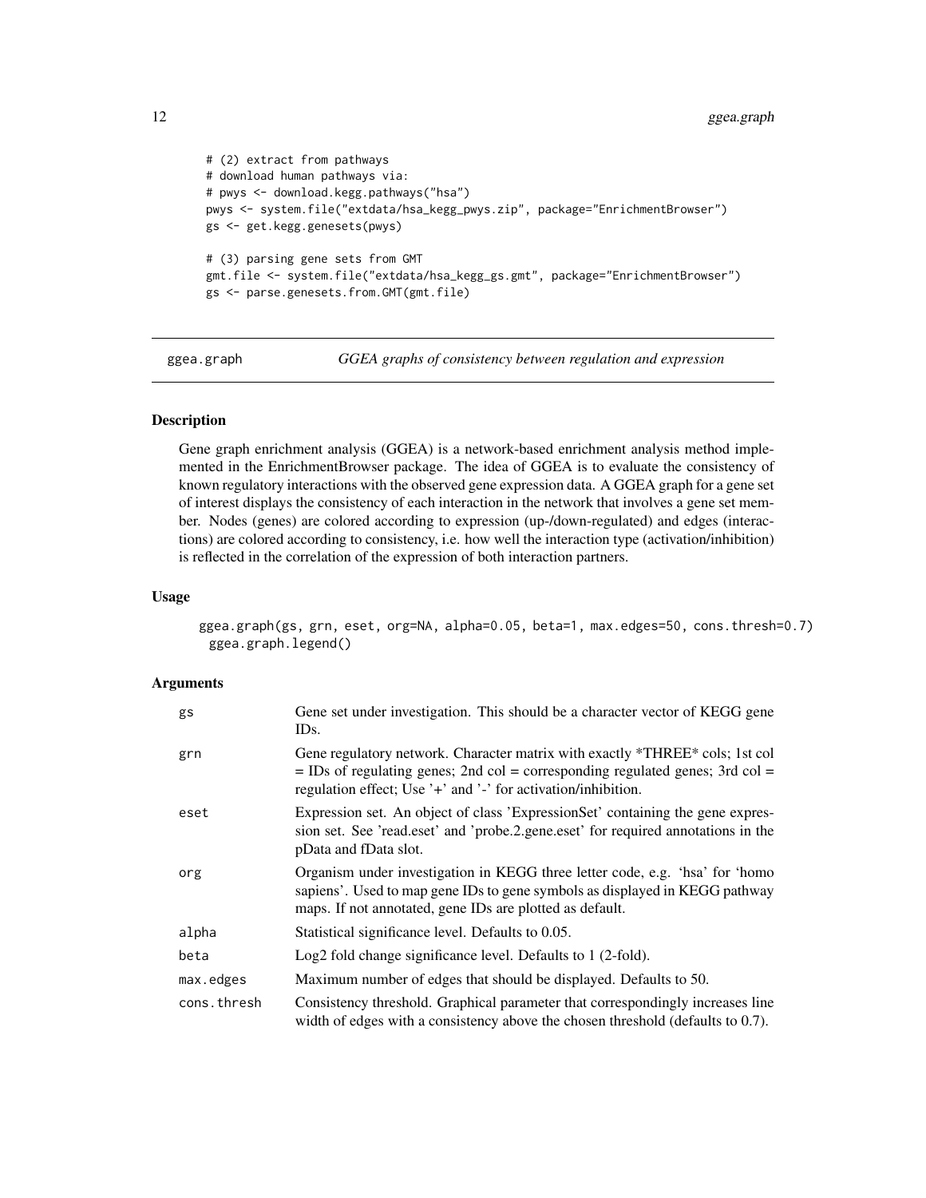```
# (2) extract from pathways
# download human pathways via:
# pwys <- download.kegg.pathways("hsa")
pwys <- system.file("extdata/hsa_kegg_pwys.zip", package="EnrichmentBrowser")
gs <- get.kegg.genesets(pwys)

# (3) parsing gene sets from GMT
gmt.file <- system.file("extdata/hsa_kegg_gs.gmt", package="EnrichmentBrowser")
gs <- parse.genesets.from.GMT(gmt.file)
```

## ggea.graph — *GGEA graphs of consistency between regulation and expression*

### Description

Gene graph enrichment analysis (GGEA) is a network-based enrichment analysis method implemented in the EnrichmentBrowser package. The idea of GGEA is to evaluate the consistency of known regulatory interactions with the observed gene expression data. A GGEA graph for a gene set of interest displays the consistency of each interaction in the network that involves a gene set member. Nodes (genes) are colored according to expression (up-/down-regulated) and edges (interactions) are colored according to consistency, i.e. how well the interaction type (activation/inhibition) is reflected in the correlation of the expression of both interaction partners.

### Usage

```
ggea.graph(gs, grn, eset, org=NA, alpha=0.05, beta=1, max.edges=50, cons.thresh=0.7)
 ggea.graph.legend()
```

### Arguments

| | |
|---|---|
| gs | Gene set under investigation. This should be a character vector of KEGG gene IDs. |
| grn | Gene regulatory network. Character matrix with exactly *THREE* cols; 1st col = IDs of regulating genes; 2nd col = corresponding regulated genes; 3rd col = regulation effect; Use '+' and '-' for activation/inhibition. |
| eset | Expression set. An object of class 'ExpressionSet' containing the gene expression set. See 'read.eset' and 'probe.2.gene.eset' for required annotations in the pData and fData slot. |
| org | Organism under investigation in KEGG three letter code, e.g. 'hsa' for 'homo sapiens'. Used to map gene IDs to gene symbols as displayed in KEGG pathway maps. If not annotated, gene IDs are plotted as default. |
| alpha | Statistical significance level. Defaults to 0.05. |
| beta | Log2 fold change significance level. Defaults to 1 (2-fold). |
| max.edges | Maximum number of edges that should be displayed. Defaults to 50. |
| cons.thresh | Consistency threshold. Graphical parameter that correspondingly increases line width of edges with a consistency above the chosen threshold (defaults to 0.7). |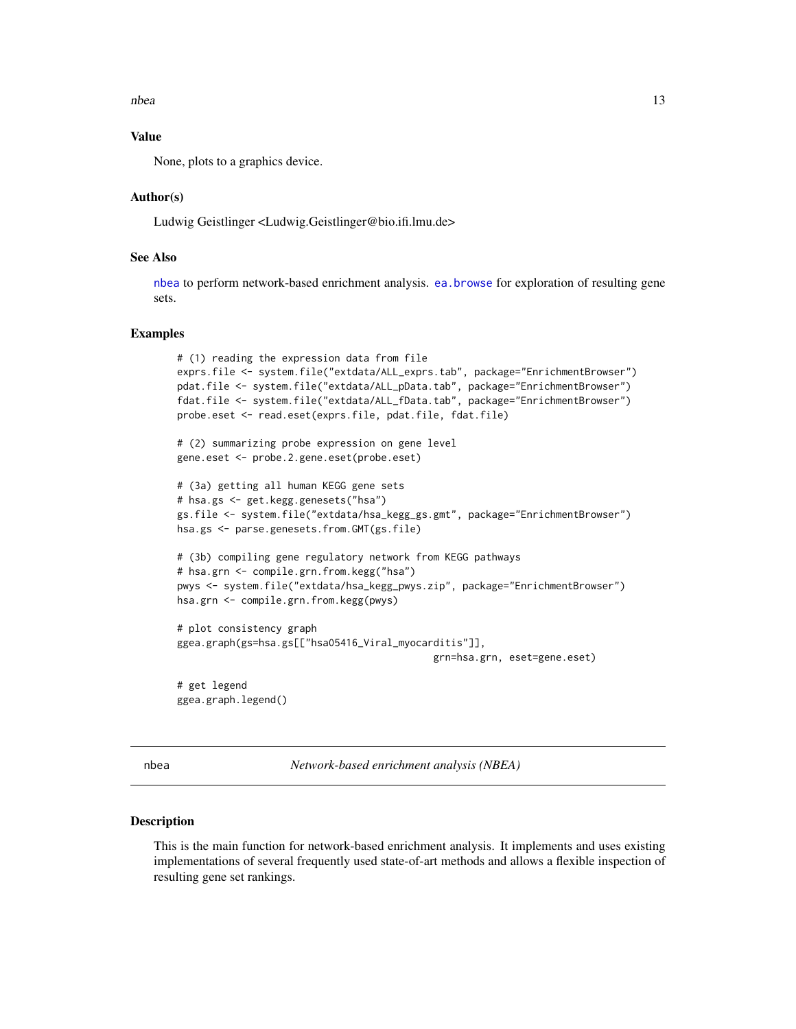## Value

None, plots to a graphics device.

## Author(s)

Ludwig Geistlinger <Ludwig.Geistlinger@bio.ifi.lmu.de>

## See Also

nbea to perform network-based enrichment analysis. ea.browse for exploration of resulting gene sets.

## Examples

```
# (1) reading the expression data from file
exprs.file <- system.file("extdata/ALL_exprs.tab", package="EnrichmentBrowser")
pdat.file <- system.file("extdata/ALL_pData.tab", package="EnrichmentBrowser")
fdat.file <- system.file("extdata/ALL_fData.tab", package="EnrichmentBrowser")
probe.eset <- read.eset(exprs.file, pdat.file, fdat.file)

# (2) summarizing probe expression on gene level
gene.eset <- probe.2.gene.eset(probe.eset)

# (3a) getting all human KEGG gene sets
# hsa.gs <- get.kegg.genesets("hsa")
gs.file <- system.file("extdata/hsa_kegg_gs.gmt", package="EnrichmentBrowser")
hsa.gs <- parse.genesets.from.GMT(gs.file)

# (3b) compiling gene regulatory network from KEGG pathways
# hsa.grn <- compile.grn.from.kegg("hsa")
pwys <- system.file("extdata/hsa_kegg_pwys.zip", package="EnrichmentBrowser")
hsa.grn <- compile.grn.from.kegg(pwys)

# plot consistency graph
ggea.graph(gs=hsa.gs[["hsa05416_Viral_myocarditis"]],
                                             grn=hsa.grn, eset=gene.eset)

# get legend
ggea.graph.legend()
```

---

# nbea — *Network-based enrichment analysis (NBEA)*

## Description

This is the main function for network-based enrichment analysis. It implements and uses existing implementations of several frequently used state-of-art methods and allows a flexible inspection of resulting gene set rankings.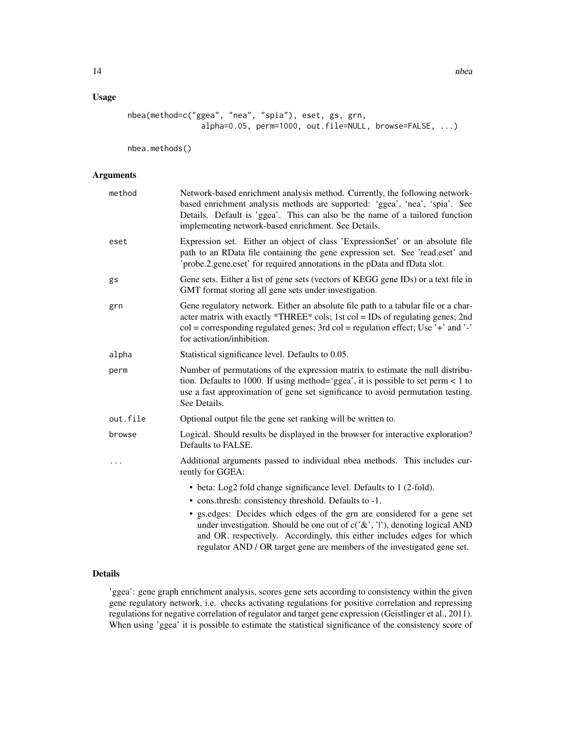## Usage

```
nbea(method=c("ggea", "nea", "spia"), eset, gs, grn,
                alpha=0.05, perm=1000, out.file=NULL, browse=FALSE, ...)

nbea.methods()
```

## Arguments

| | |
|---|---|
| method | Network-based enrichment analysis method. Currently, the following network-based enrichment analysis methods are supported: 'ggea', 'nea', 'spia'. See Details. Default is 'ggea'. This can also be the name of a tailored function implementing network-based enrichment. See Details. |
| eset | Expression set. Either an object of class 'ExpressionSet' or an absolute file path to an RData file containing the gene expression set. See 'read.eset' and 'probe.2.gene.eset' for required annotations in the pData and fData slot. |
| gs | Gene sets. Either a list of gene sets (vectors of KEGG gene IDs) or a text file in GMT format storing all gene sets under investigation. |
| grn | Gene regulatory network. Either an absolute file path to a tabular file or a character matrix with exactly *THREE* cols; 1st col = IDs of regulating genes; 2nd col = corresponding regulated genes; 3rd col = regulation effect; Use '+' and '-' for activation/inhibition. |
| alpha | Statistical significance level. Defaults to 0.05. |
| perm | Number of permutations of the expression matrix to estimate the null distribution. Defaults to 1000. If using method='ggea', it is possible to set perm < 1 to use a fast approximation of gene set significance to avoid permutation testing. See Details. |
| out.file | Optional output file the gene set ranking will be written to. |
| browse | Logical. Should results be displayed in the browser for interactive exploration? Defaults to FALSE. |
| ... | Additional arguments passed to individual nbea methods. This includes currently for GGEA: <br>• beta: Log2 fold change significance level. Defaults to 1 (2-fold). <br>• cons.thresh: consistency threshold. Defaults to -1. <br>• gs.edges: Decides which edges of the grn are considered for a gene set under investigation. Should be one out of c('&', '\|'), denoting logical AND and OR. respectively. Accordingly, this either includes edges for which regulator AND / OR target gene are members of the investigated gene set. |

## Details

'ggea': gene graph enrichment analysis, scores gene sets according to consistency within the given gene regulatory network, i.e. checks activating regulations for positive correlation and repressing regulations for negative correlation of regulator and target gene expression (Geistlinger et al., 2011). When using 'ggea' it is possible to estimate the statistical significance of the consistency score of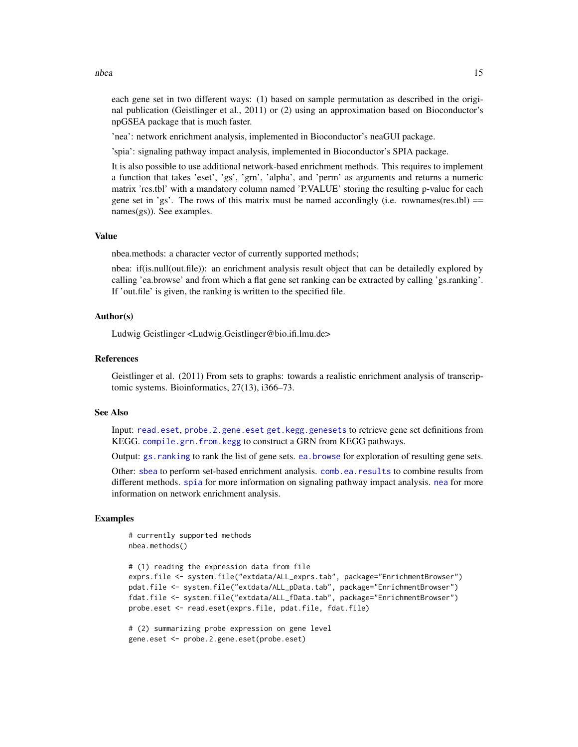each gene set in two different ways: (1) based on sample permutation as described in the original publication (Geistlinger et al., 2011) or (2) using an approximation based on Bioconductor's npGSEA package that is much faster.

'nea': network enrichment analysis, implemented in Bioconductor's neaGUI package.

'spia': signaling pathway impact analysis, implemented in Bioconductor's SPIA package.

It is also possible to use additional network-based enrichment methods. This requires to implement a function that takes 'eset', 'gs', 'grn', 'alpha', and 'perm' as arguments and returns a numeric matrix 'res.tbl' with a mandatory column named 'P.VALUE' storing the resulting p-value for each gene set in 'gs'. The rows of this matrix must be named accordingly (i.e. rownames(res.tbl) == names(gs)). See examples.

### Value

nbea.methods: a character vector of currently supported methods;

nbea: if(is.null(out.file)): an enrichment analysis result object that can be detailedly explored by calling 'ea.browse' and from which a flat gene set ranking can be extracted by calling 'gs.ranking'. If 'out.file' is given, the ranking is written to the specified file.

### Author(s)

Ludwig Geistlinger <Ludwig.Geistlinger@bio.ifi.lmu.de>

### References

Geistlinger et al. (2011) From sets to graphs: towards a realistic enrichment analysis of transcriptomic systems. Bioinformatics, 27(13), i366–73.

### See Also

Input: `read.eset`, `probe.2.gene.eset` `get.kegg.genesets` to retrieve gene set definitions from KEGG. `compile.grn.from.kegg` to construct a GRN from KEGG pathways.

Output: `gs.ranking` to rank the list of gene sets. `ea.browse` for exploration of resulting gene sets.

Other: `sbea` to perform set-based enrichment analysis. `comb.ea.results` to combine results from different methods. `spia` for more information on signaling pathway impact analysis. `nea` for more information on network enrichment analysis.

### Examples

```
# currently supported methods
nbea.methods()

# (1) reading the expression data from file
exprs.file <- system.file("extdata/ALL_exprs.tab", package="EnrichmentBrowser")
pdat.file <- system.file("extdata/ALL_pData.tab", package="EnrichmentBrowser")
fdat.file <- system.file("extdata/ALL_fData.tab", package="EnrichmentBrowser")
probe.eset <- read.eset(exprs.file, pdat.file, fdat.file)

# (2) summarizing probe expression on gene level
gene.eset <- probe.2.gene.eset(probe.eset)
```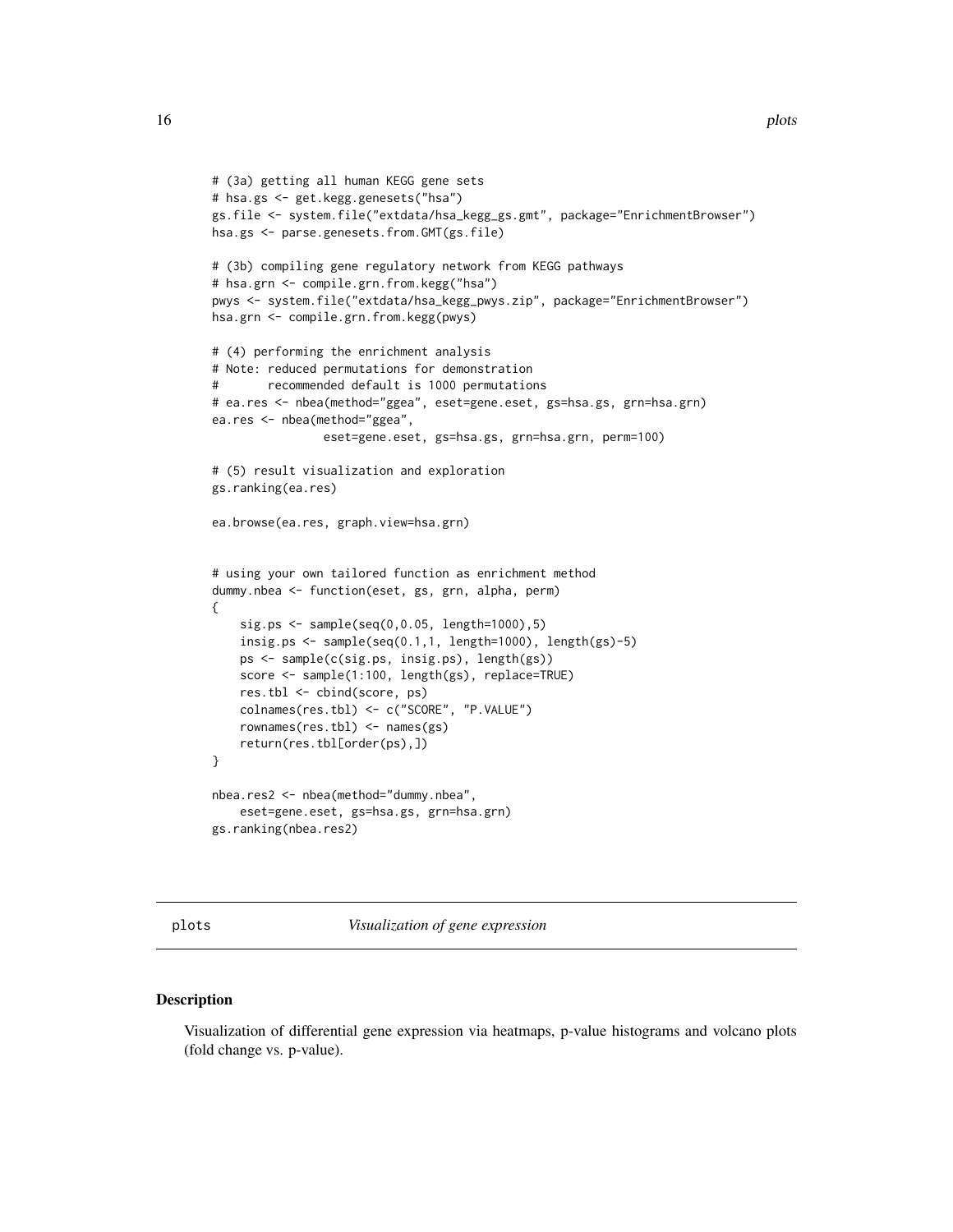```
# (3a) getting all human KEGG gene sets
# hsa.gs <- get.kegg.genesets("hsa")
gs.file <- system.file("extdata/hsa_kegg_gs.gmt", package="EnrichmentBrowser")
hsa.gs <- parse.genesets.from.GMT(gs.file)

# (3b) compiling gene regulatory network from KEGG pathways
# hsa.grn <- compile.grn.from.kegg("hsa")
pwys <- system.file("extdata/hsa_kegg_pwys.zip", package="EnrichmentBrowser")
hsa.grn <- compile.grn.from.kegg(pwys)

# (4) performing the enrichment analysis
# Note: reduced permutations for demonstration
#       recommended default is 1000 permutations
# ea.res <- nbea(method="ggea", eset=gene.eset, gs=hsa.gs, grn=hsa.grn)
ea.res <- nbea(method="ggea",
                eset=gene.eset, gs=hsa.gs, grn=hsa.grn, perm=100)

# (5) result visualization and exploration
gs.ranking(ea.res)

ea.browse(ea.res, graph.view=hsa.grn)


# using your own tailored function as enrichment method
dummy.nbea <- function(eset, gs, grn, alpha, perm)
{
    sig.ps <- sample(seq(0,0.05, length=1000),5)
    insig.ps <- sample(seq(0.1,1, length=1000), length(gs)-5)
    ps <- sample(c(sig.ps, insig.ps), length(gs))
    score <- sample(1:100, length(gs), replace=TRUE)
    res.tbl <- cbind(score, ps)
    colnames(res.tbl) <- c("SCORE", "P.VALUE")
    rownames(res.tbl) <- names(gs)
    return(res.tbl[order(ps),])
}

nbea.res2 <- nbea(method="dummy.nbea",
    eset=gene.eset, gs=hsa.gs, grn=hsa.grn)
gs.ranking(nbea.res2)
```

---

## plots *Visualization of gene expression*

### Description

Visualization of differential gene expression via heatmaps, p-value histograms and volcano plots (fold change vs. p-value).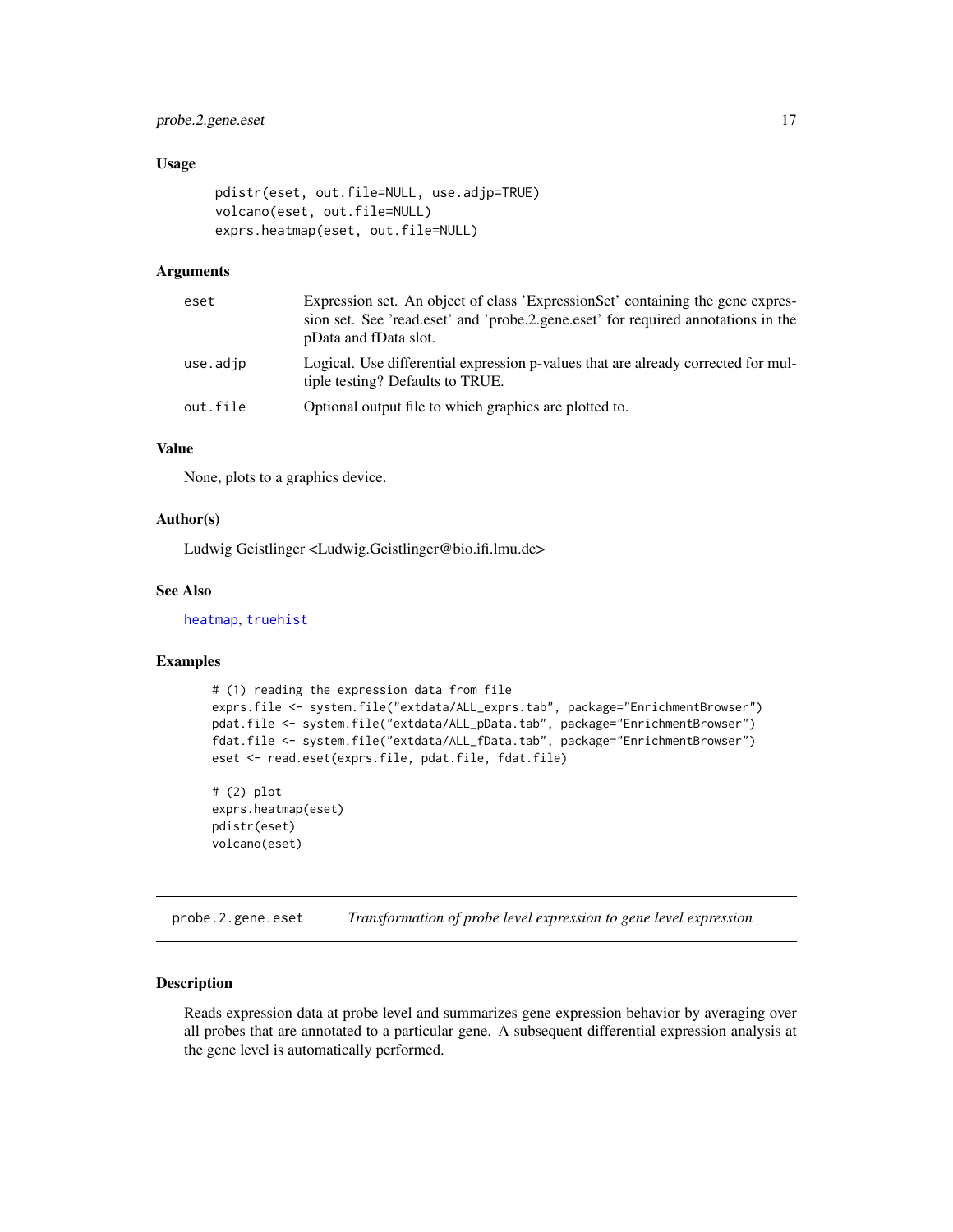### Usage

```
pdistr(eset, out.file=NULL, use.adjp=TRUE)
volcano(eset, out.file=NULL)
exprs.heatmap(eset, out.file=NULL)
```

### Arguments

| | |
|---|---|
| eset | Expression set. An object of class 'ExpressionSet' containing the gene expression set. See 'read.eset' and 'probe.2.gene.eset' for required annotations in the pData and fData slot. |
| use.adjp | Logical. Use differential expression p-values that are already corrected for multiple testing? Defaults to TRUE. |
| out.file | Optional output file to which graphics are plotted to. |

### Value

None, plots to a graphics device.

### Author(s)

Ludwig Geistlinger <Ludwig.Geistlinger@bio.ifi.lmu.de>

### See Also

heatmap, truehist

### Examples

```
# (1) reading the expression data from file
exprs.file <- system.file("extdata/ALL_exprs.tab", package="EnrichmentBrowser")
pdat.file <- system.file("extdata/ALL_pData.tab", package="EnrichmentBrowser")
fdat.file <- system.file("extdata/ALL_fData.tab", package="EnrichmentBrowser")
eset <- read.eset(exprs.file, pdat.file, fdat.file)

# (2) plot
exprs.heatmap(eset)
pdistr(eset)
volcano(eset)
```

---

## probe.2.gene.eset    *Transformation of probe level expression to gene level expression*

### Description

Reads expression data at probe level and summarizes gene expression behavior by averaging over all probes that are annotated to a particular gene. A subsequent differential expression analysis at the gene level is automatically performed.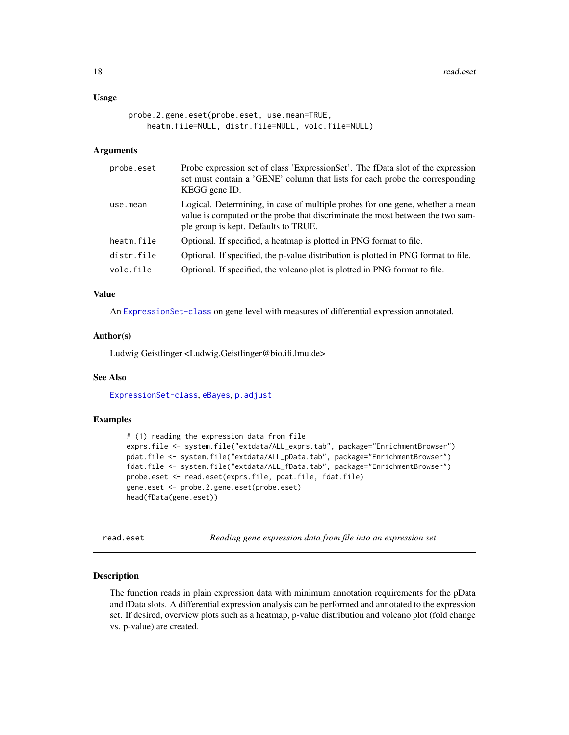### Usage

```
probe.2.gene.eset(probe.eset, use.mean=TRUE,
    heatm.file=NULL, distr.file=NULL, volc.file=NULL)
```

### Arguments

| | |
|---|---|
| probe.eset | Probe expression set of class 'ExpressionSet'. The fData slot of the expression set must contain a 'GENE' column that lists for each probe the corresponding KEGG gene ID. |
| use.mean | Logical. Determining, in case of multiple probes for one gene, whether a mean value is computed or the probe that discriminate the most between the two sample group is kept. Defaults to TRUE. |
| heatm.file | Optional. If specified, a heatmap is plotted in PNG format to file. |
| distr.file | Optional. If specified, the p-value distribution is plotted in PNG format to file. |
| volc.file | Optional. If specified, the volcano plot is plotted in PNG format to file. |

### Value

An ExpressionSet-class on gene level with measures of differential expression annotated.

### Author(s)

Ludwig Geistlinger <Ludwig.Geistlinger@bio.ifi.lmu.de>

### See Also

ExpressionSet-class, eBayes, p.adjust

### Examples

```
# (1) reading the expression data from file
exprs.file <- system.file("extdata/ALL_exprs.tab", package="EnrichmentBrowser")
pdat.file <- system.file("extdata/ALL_pData.tab", package="EnrichmentBrowser")
fdat.file <- system.file("extdata/ALL_fData.tab", package="EnrichmentBrowser")
probe.eset <- read.eset(exprs.file, pdat.file, fdat.file)
gene.eset <- probe.2.gene.eset(probe.eset)
head(fData(gene.eset))
```

---

## read.eset — *Reading gene expression data from file into an expression set*

### Description

The function reads in plain expression data with minimum annotation requirements for the pData and fData slots. A differential expression analysis can be performed and annotated to the expression set. If desired, overview plots such as a heatmap, p-value distribution and volcano plot (fold change vs. p-value) are created.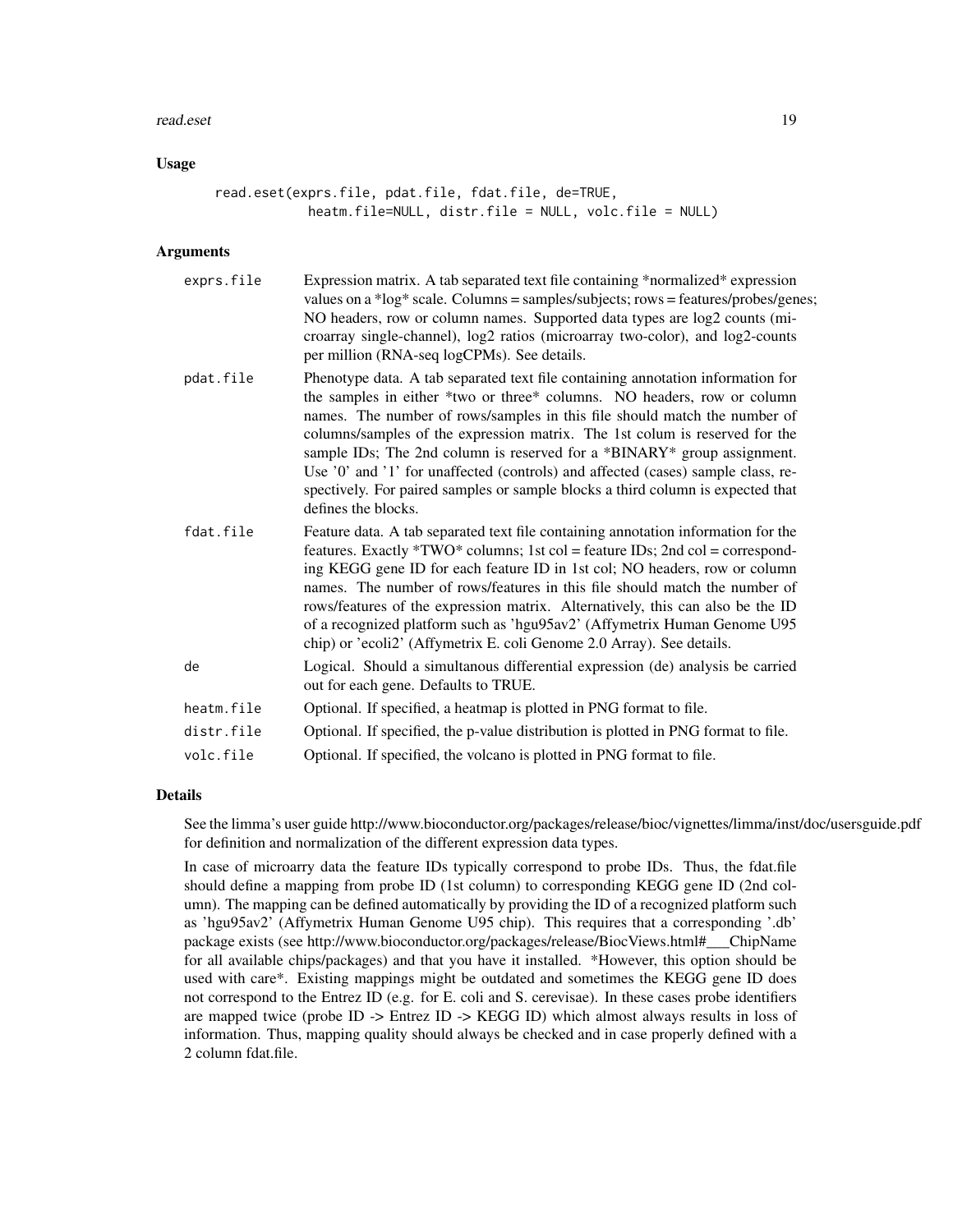## Usage

```
read.eset(exprs.file, pdat.file, fdat.file, de=TRUE,
          heatm.file=NULL, distr.file = NULL, volc.file = NULL)
```

## Arguments

| | |
|---|---|
| exprs.file | Expression matrix. A tab separated text file containing *normalized* expression values on a *log* scale. Columns = samples/subjects; rows = features/probes/genes; NO headers, row or column names. Supported data types are log2 counts (microarray single-channel), log2 ratios (microarray two-color), and log2-counts per million (RNA-seq logCPMs). See details. |
| pdat.file | Phenotype data. A tab separated text file containing annotation information for the samples in either *two or three* columns. NO headers, row or column names. The number of rows/samples in this file should match the number of columns/samples of the expression matrix. The 1st colum is reserved for the sample IDs; The 2nd column is reserved for a *BINARY* group assignment. Use '0' and '1' for unaffected (controls) and affected (cases) sample class, respectively. For paired samples or sample blocks a third column is expected that defines the blocks. |
| fdat.file | Feature data. A tab separated text file containing annotation information for the features. Exactly *TWO* columns; 1st col = feature IDs; 2nd col = corresponding KEGG gene ID for each feature ID in 1st col; NO headers, row or column names. The number of rows/features in this file should match the number of rows/features of the expression matrix. Alternatively, this can also be the ID of a recognized platform such as 'hgu95av2' (Affymetrix Human Genome U95 chip) or 'ecoli2' (Affymetrix E. coli Genome 2.0 Array). See details. |
| de | Logical. Should a simultanous differential expression (de) analysis be carried out for each gene. Defaults to TRUE. |
| heatm.file | Optional. If specified, a heatmap is plotted in PNG format to file. |
| distr.file | Optional. If specified, the p-value distribution is plotted in PNG format to file. |
| volc.file | Optional. If specified, the volcano is plotted in PNG format to file. |

## Details

See the limma's user guide http://www.bioconductor.org/packages/release/bioc/vignettes/limma/inst/doc/usersguide.pdf for definition and normalization of the different expression data types.

In case of microarry data the feature IDs typically correspond to probe IDs. Thus, the fdat.file should define a mapping from probe ID (1st column) to corresponding KEGG gene ID (2nd column). The mapping can be defined automatically by providing the ID of a recognized platform such as 'hgu95av2' (Affymetrix Human Genome U95 chip). This requires that a corresponding '.db' package exists (see http://www.bioconductor.org/packages/release/BiocViews.html#___ChipName for all available chips/packages) and that you have it installed. *However, this option should be used with care*. Existing mappings might be outdated and sometimes the KEGG gene ID does not correspond to the Entrez ID (e.g. for E. coli and S. cerevisae). In these cases probe identifiers are mapped twice (probe ID -> Entrez ID -> KEGG ID) which almost always results in loss of information. Thus, mapping quality should always be checked and in case properly defined with a 2 column fdat.file.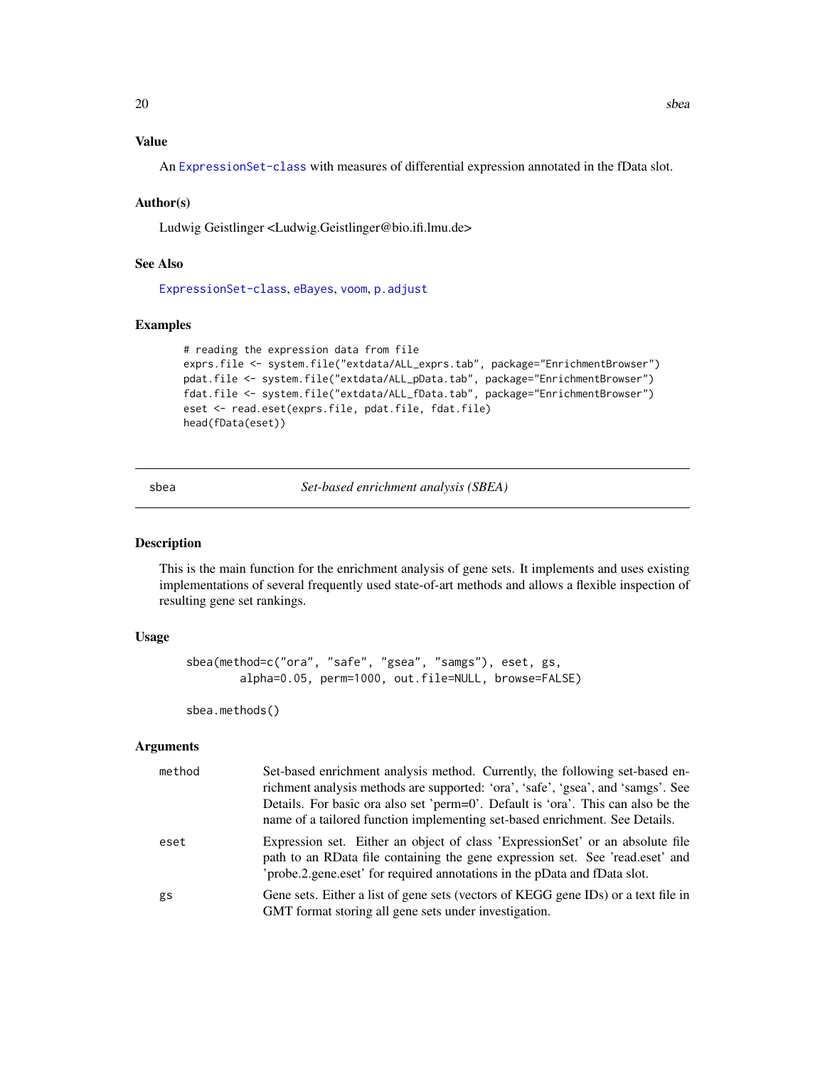## Value

An ExpressionSet-class with measures of differential expression annotated in the fData slot.

## Author(s)

Ludwig Geistlinger <Ludwig.Geistlinger@bio.ifi.lmu.de>

## See Also

ExpressionSet-class, eBayes, voom, p.adjust

## Examples

```
# reading the expression data from file
exprs.file <- system.file("extdata/ALL_exprs.tab", package="EnrichmentBrowser")
pdat.file <- system.file("extdata/ALL_pData.tab", package="EnrichmentBrowser")
fdat.file <- system.file("extdata/ALL_fData.tab", package="EnrichmentBrowser")
eset <- read.eset(exprs.file, pdat.file, fdat.file)
head(fData(eset))
```

---

# sbea — *Set-based enrichment analysis (SBEA)*

---

## Description

This is the main function for the enrichment analysis of gene sets. It implements and uses existing implementations of several frequently used state-of-art methods and allows a flexible inspection of resulting gene set rankings.

## Usage

```
sbea(method=c("ora", "safe", "gsea", "samgs"), eset, gs,
        alpha=0.05, perm=1000, out.file=NULL, browse=FALSE)

sbea.methods()
```

## Arguments

| | |
|---|---|
| `method` | Set-based enrichment analysis method. Currently, the following set-based enrichment analysis methods are supported: 'ora', 'safe', 'gsea', and 'samgs'. See Details. For basic ora also set 'perm=0'. Default is 'ora'. This can also be the name of a tailored function implementing set-based enrichment. See Details. |
| `eset` | Expression set. Either an object of class 'ExpressionSet' or an absolute file path to an RData file containing the gene expression set. See 'read.eset' and 'probe.2.gene.eset' for required annotations in the pData and fData slot. |
| `gs` | Gene sets. Either a list of gene sets (vectors of KEGG gene IDs) or a text file in GMT format storing all gene sets under investigation. |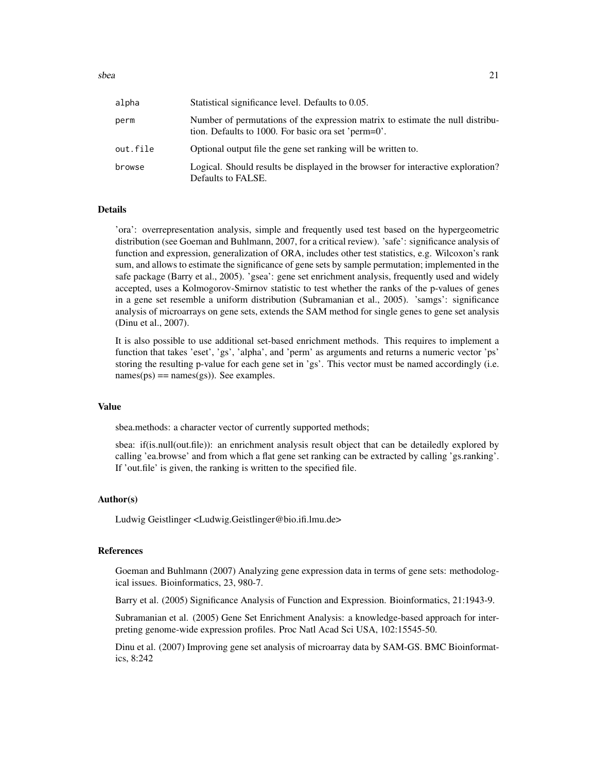| | |
|---|---|
| alpha | Statistical significance level. Defaults to 0.05. |
| perm | Number of permutations of the expression matrix to estimate the null distribution. Defaults to 1000. For basic ora set 'perm=0'. |
| out.file | Optional output file the gene set ranking will be written to. |
| browse | Logical. Should results be displayed in the browser for interactive exploration? Defaults to FALSE. |

## Details

'ora': overrepresentation analysis, simple and frequently used test based on the hypergeometric distribution (see Goeman and Buhlmann, 2007, for a critical review). 'safe': significance analysis of function and expression, generalization of ORA, includes other test statistics, e.g. Wilcoxon's rank sum, and allows to estimate the significance of gene sets by sample permutation; implemented in the safe package (Barry et al., 2005). 'gsea': gene set enrichment analysis, frequently used and widely accepted, uses a Kolmogorov-Smirnov statistic to test whether the ranks of the p-values of genes in a gene set resemble a uniform distribution (Subramanian et al., 2005). 'samgs': significance analysis of microarrays on gene sets, extends the SAM method for single genes to gene set analysis (Dinu et al., 2007).

It is also possible to use additional set-based enrichment methods. This requires to implement a function that takes 'eset', 'gs', 'alpha', and 'perm' as arguments and returns a numeric vector 'ps' storing the resulting p-value for each gene set in 'gs'. This vector must be named accordingly (i.e. names(ps) == names(gs)). See examples.

## Value

sbea.methods: a character vector of currently supported methods;

sbea: if(is.null(out.file)): an enrichment analysis result object that can be detailedly explored by calling 'ea.browse' and from which a flat gene set ranking can be extracted by calling 'gs.ranking'. If 'out.file' is given, the ranking is written to the specified file.

## Author(s)

Ludwig Geistlinger <Ludwig.Geistlinger@bio.ifi.lmu.de>

## References

Goeman and Buhlmann (2007) Analyzing gene expression data in terms of gene sets: methodological issues. Bioinformatics, 23, 980-7.

Barry et al. (2005) Significance Analysis of Function and Expression. Bioinformatics, 21:1943-9.

Subramanian et al. (2005) Gene Set Enrichment Analysis: a knowledge-based approach for interpreting genome-wide expression profiles. Proc Natl Acad Sci USA, 102:15545-50.

Dinu et al. (2007) Improving gene set analysis of microarray data by SAM-GS. BMC Bioinformatics, 8:242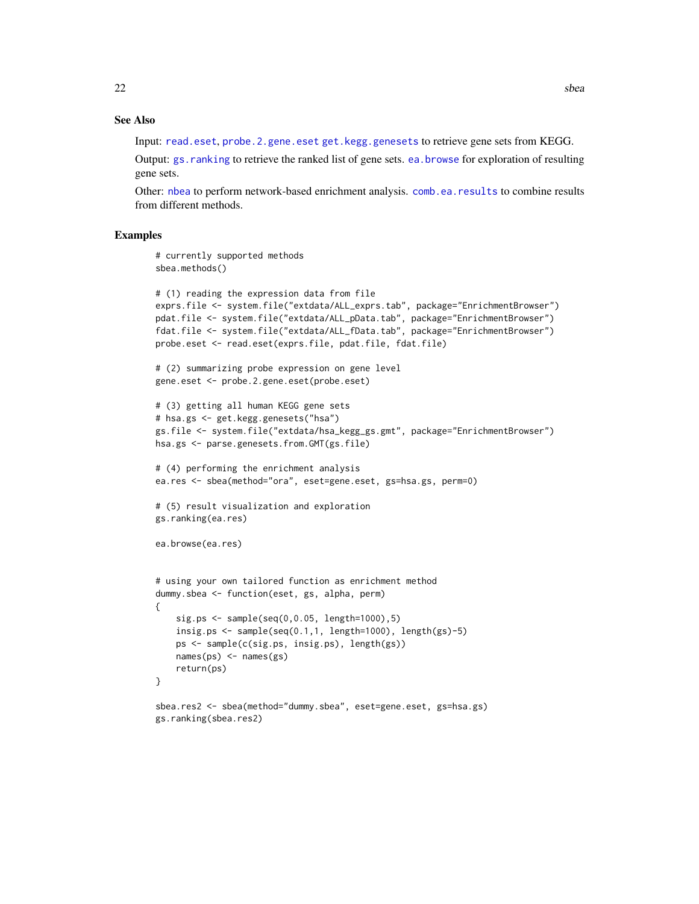## See Also

Input: `read.eset`, `probe.2.gene.eset` `get.kegg.genesets` to retrieve gene sets from KEGG.

Output: `gs.ranking` to retrieve the ranked list of gene sets. `ea.browse` for exploration of resulting gene sets.

Other: `nbea` to perform network-based enrichment analysis. `comb.ea.results` to combine results from different methods.

## Examples

```
# currently supported methods
sbea.methods()

# (1) reading the expression data from file
exprs.file <- system.file("extdata/ALL_exprs.tab", package="EnrichmentBrowser")
pdat.file <- system.file("extdata/ALL_pData.tab", package="EnrichmentBrowser")
fdat.file <- system.file("extdata/ALL_fData.tab", package="EnrichmentBrowser")
probe.eset <- read.eset(exprs.file, pdat.file, fdat.file)

# (2) summarizing probe expression on gene level
gene.eset <- probe.2.gene.eset(probe.eset)

# (3) getting all human KEGG gene sets
# hsa.gs <- get.kegg.genesets("hsa")
gs.file <- system.file("extdata/hsa_kegg_gs.gmt", package="EnrichmentBrowser")
hsa.gs <- parse.genesets.from.GMT(gs.file)

# (4) performing the enrichment analysis
ea.res <- sbea(method="ora", eset=gene.eset, gs=hsa.gs, perm=0)

# (5) result visualization and exploration
gs.ranking(ea.res)

ea.browse(ea.res)


# using your own tailored function as enrichment method
dummy.sbea <- function(eset, gs, alpha, perm)
{
    sig.ps <- sample(seq(0,0.05, length=1000),5)
    insig.ps <- sample(seq(0.1,1, length=1000), length(gs)-5)
    ps <- sample(c(sig.ps, insig.ps), length(gs))
    names(ps) <- names(gs)
    return(ps)
}

sbea.res2 <- sbea(method="dummy.sbea", eset=gene.eset, gs=hsa.gs)
gs.ranking(sbea.res2)
```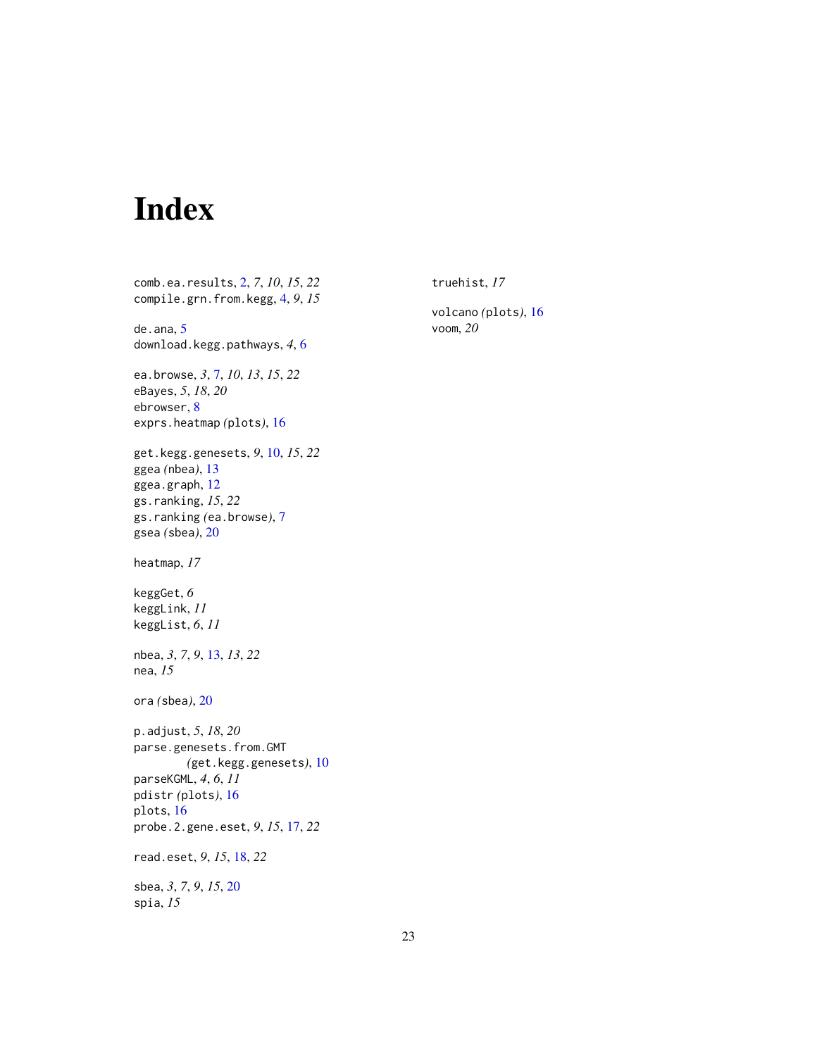# Index

comb.ea.results, 2, *7*, *10*, *15*, *22*
compile.grn.from.kegg, 4, *9*, *15*

de.ana, 5
download.kegg.pathways, *4*, 6

ea.browse, *3*, 7, *10*, *13*, *15*, *22*
eBayes, *5*, *18*, *20*
ebrowser, 8
exprs.heatmap *(plots)*, 16

get.kegg.genesets, *9*, 10, *15*, *22*
ggea *(nbea)*, 13
ggea.graph, 12
gs.ranking, *15*, *22*
gs.ranking *(ea.browse)*, 7
gsea *(sbea)*, 20

heatmap, *17*

keggGet, *6*
keggLink, *11*
keggList, *6*, *11*

nbea, *3*, *7*, *9*, 13, *13*, *22*
nea, *15*

ora *(sbea)*, 20

p.adjust, *5*, *18*, *20*
parse.genesets.from.GMT *(get.kegg.genesets)*, 10
parseKGML, *4*, *6*, *11*
pdistr *(plots)*, 16
plots, 16
probe.2.gene.eset, *9*, *15*, 17, *22*

read.eset, *9*, *15*, 18, *22*

sbea, *3*, *7*, *9*, *15*, 20
spia, *15*

truehist, *17*

volcano *(plots)*, 16
voom, *20*